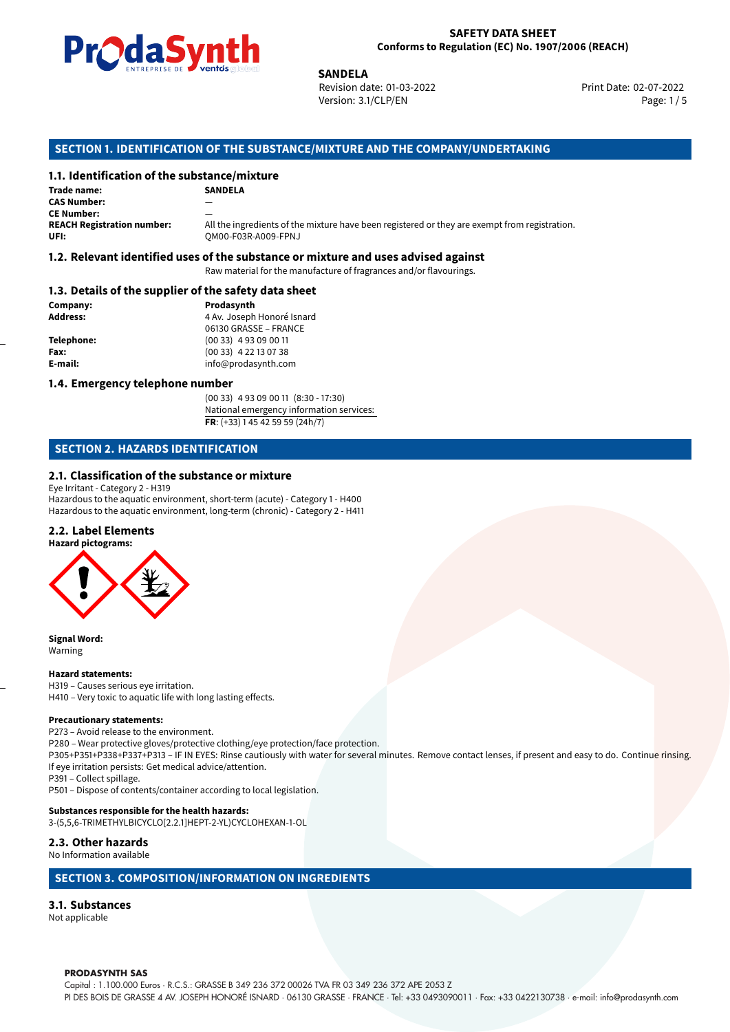**SAFETY DATA SHEET**
**Conforms to Regulation (EC) No. 1907/2006 (REACH)**

**SANDELA**
Revision date: 01-03-2022
Version: 3.1/CLP/EN
Print Date: 02-07-2022

## SECTION 1. IDENTIFICATION OF THE SUBSTANCE/MIXTURE AND THE COMPANY/UNDERTAKING

### 1.1. Identification of the substance/mixture

**Trade name:** SANDELA
**CAS Number:** —
**CE Number:** —
**REACH Registration number:** All the ingredients of the mixture have been registered or they are exempt from registration.
**UFI:** QM00-F03R-A009-FPNJ

### 1.2. Relevant identified uses of the substance or mixture and uses advised against

Raw material for the manufacture of fragrances and/or flavourings.

### 1.3. Details of the supplier of the safety data sheet

**Company:** Prodasynth
**Address:** 4 Av. Joseph Honoré Isnard
06130 GRASSE – FRANCE
**Telephone:** (00 33) 4 93 09 00 11
**Fax:** (00 33) 4 22 13 07 38
**E-mail:** info@prodasynth.com

### 1.4. Emergency telephone number

(00 33) 4 93 09 00 11 (8:30 - 17:30)
National emergency information services:
**FR**: (+33) 1 45 42 59 59 (24h/7)

## SECTION 2. HAZARDS IDENTIFICATION

### 2.1. Classification of the substance or mixture

Eye Irritant - Category 2 - H319
Hazardous to the aquatic environment, short-term (acute) - Category 1 - H400
Hazardous to the aquatic environment, long-term (chronic) - Category 2 - H411

### 2.2. Label Elements

**Hazard pictograms:**

**Signal Word:**
Warning

**Hazard statements:**
H319 – Causes serious eye irritation.
H410 – Very toxic to aquatic life with long lasting effects.

**Precautionary statements:**
P273 – Avoid release to the environment.
P280 – Wear protective gloves/protective clothing/eye protection/face protection.
P305+P351+P338+P337+P313 – IF IN EYES: Rinse cautiously with water for several minutes. Remove contact lenses, if present and easy to do. Continue rinsing. If eye irritation persists: Get medical advice/attention.
P391 – Collect spillage.
P501 – Dispose of contents/container according to local legislation.

**Substances responsible for the health hazards:**
3-(5,5,6-TRIMETHYLBICYCLO[2.2.1]HEPT-2-YL)CYCLOHEXAN-1-OL

### 2.3. Other hazards

No Information available

## SECTION 3. COMPOSITION/INFORMATION ON INGREDIENTS

### 3.1. Substances

Not applicable

**PRODASYNTH SAS**
Capital : 1.100.000 Euros · R.C.S.: GRASSE B 349 236 372 00026 TVA FR 03 349 236 372 APE 2053 Z
PI DES BOIS DE GRASSE 4 AV. JOSEPH HONORÉ ISNARD · 06130 GRASSE · FRANCE · Tel: +33 0493090011 · Fax: +33 0422130738 · e-mail: info@prodasynth.com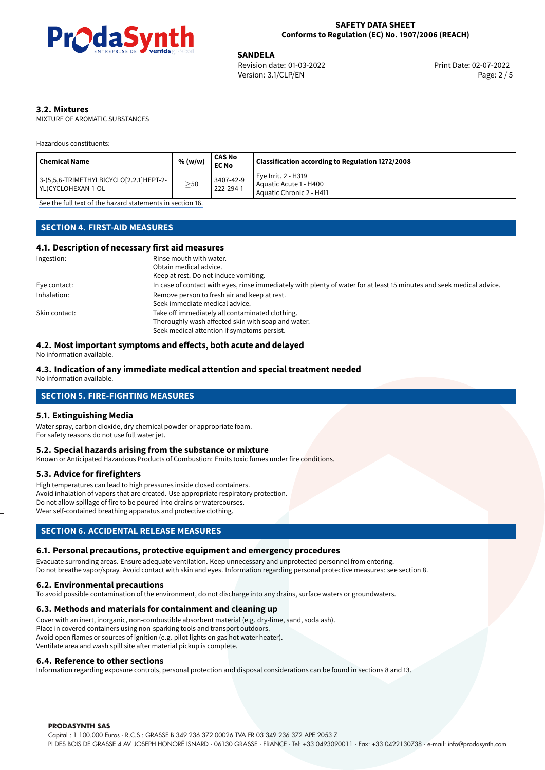### 3.2. Mixtures

MIXTURE OF AROMATIC SUBSTANCES

Hazardous constituents:

| Chemical Name | % (w/w) | CAS No EC No | Classification according to Regulation 1272/2008 |
|---|---|---|---|
| 3-(5,5,6-TRIMETHYLBICYCLO[2.2.1]HEPT-2-YL)CYCLOHEXAN-1-OL | ≥50 | 3407-42-9 222-294-1 | Eye Irrit. 2 - H319 Aquatic Acute 1 - H400 Aquatic Chronic 2 - H411 |

See the full text of the hazard statements in section 16.

## SECTION 4. FIRST-AID MEASURES

### 4.1. Description of necessary first aid measures

Ingestion:
Rinse mouth with water.
Obtain medical advice.
Keep at rest. Do not induce vomiting.

Eye contact:
In case of contact with eyes, rinse immediately with plenty of water for at least 15 minutes and seek medical advice.

Inhalation:
Remove person to fresh air and keep at rest.
Seek immediate medical advice.

Skin contact:
Take off immediately all contaminated clothing.
Thoroughly wash affected skin with soap and water.
Seek medical attention if symptoms persist.

### 4.2. Most important symptoms and effects, both acute and delayed

No information available.

### 4.3. Indication of any immediate medical attention and special treatment needed

No information available.

## SECTION 5. FIRE-FIGHTING MEASURES

### 5.1. Extinguishing Media

Water spray, carbon dioxide, dry chemical powder or appropriate foam.
For safety reasons do not use full water jet.

### 5.2. Special hazards arising from the substance or mixture

Known or Anticipated Hazardous Products of Combustion: Emits toxic fumes under fire conditions.

### 5.3. Advice for firefighters

High temperatures can lead to high pressures inside closed containers.
Avoid inhalation of vapors that are created. Use appropriate respiratory protection.
Do not allow spillage of fire to be poured into drains or watercourses.
Wear self-contained breathing apparatus and protective clothing.

## SECTION 6. ACCIDENTAL RELEASE MEASURES

### 6.1. Personal precautions, protective equipment and emergency procedures

Evacuate surronding areas. Ensure adequate ventilation. Keep unnecessary and unprotected personnel from entering.
Do not breathe vapor/spray. Avoid contact with skin and eyes. Information regarding personal protective measures: see section 8.

### 6.2. Environmental precautions

To avoid possible contamination of the environment, do not discharge into any drains, surface waters or groundwaters.

### 6.3. Methods and materials for containment and cleaning up

Cover with an inert, inorganic, non-combustible absorbent material (e.g. dry-lime, sand, soda ash).
Place in covered containers using non-sparking tools and transport outdoors.
Avoid open flames or sources of ignition (e.g. pilot lights on gas hot water heater).
Ventilate area and wash spill site after material pickup is complete.

### 6.4. Reference to other sections

Information regarding exposure controls, personal protection and disposal considerations can be found in sections 8 and 13.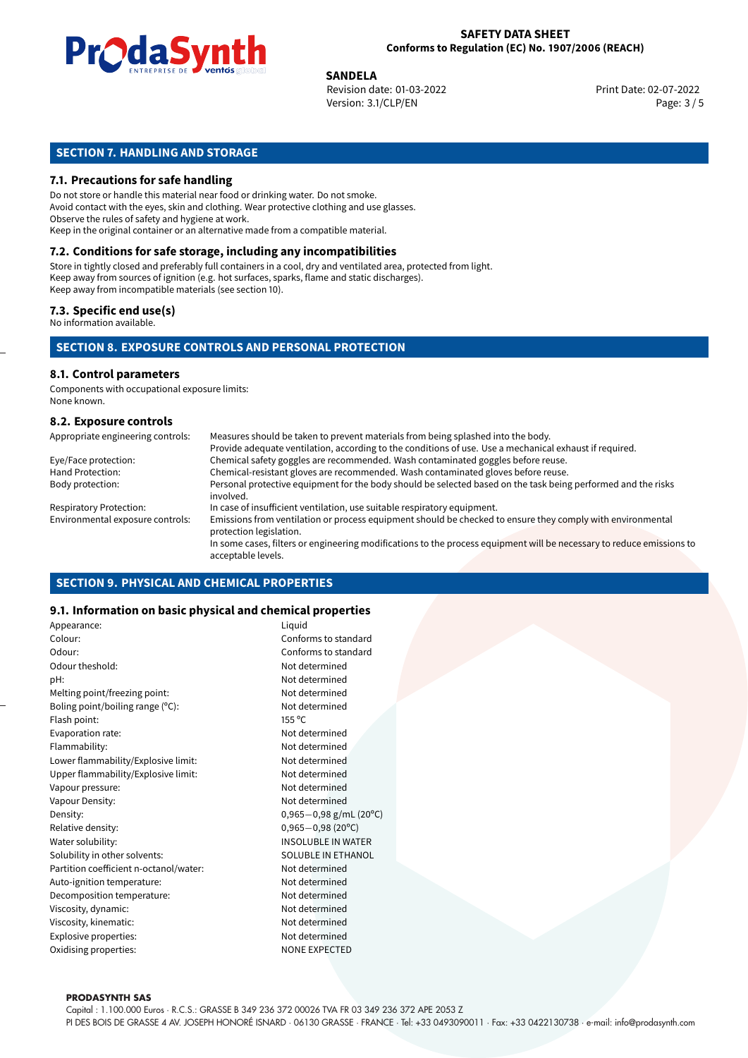## SECTION 7. HANDLING AND STORAGE

### 7.1. Precautions for safe handling

Do not store or handle this material near food or drinking water. Do not smoke.
Avoid contact with the eyes, skin and clothing. Wear protective clothing and use glasses.
Observe the rules of safety and hygiene at work.
Keep in the original container or an alternative made from a compatible material.

### 7.2. Conditions for safe storage, including any incompatibilities

Store in tightly closed and preferably full containers in a cool, dry and ventilated area, protected from light.
Keep away from sources of ignition (e.g. hot surfaces, sparks, flame and static discharges).
Keep away from incompatible materials (see section 10).

### 7.3. Specific end use(s)

No information available.

## SECTION 8. EXPOSURE CONTROLS AND PERSONAL PROTECTION

### 8.1. Control parameters

Components with occupational exposure limits:
None known.

### 8.2. Exposure controls

| | |
|---|---|
| Appropriate engineering controls: | Measures should be taken to prevent materials from being splashed into the body. Provide adequate ventilation, according to the conditions of use. Use a mechanical exhaust if required. |
| Eye/Face protection: | Chemical safety goggles are recommended. Wash contaminated goggles before reuse. |
| Hand Protection: | Chemical-resistant gloves are recommended. Wash contaminated gloves before reuse. |
| Body protection: | Personal protective equipment for the body should be selected based on the task being performed and the risks involved. |
| Respiratory Protection: | In case of insufficient ventilation, use suitable respiratory equipment. |
| Environmental exposure controls: | Emissions from ventilation or process equipment should be checked to ensure they comply with environmental protection legislation. In some cases, filters or engineering modifications to the process equipment will be necessary to reduce emissions to acceptable levels. |

## SECTION 9. PHYSICAL AND CHEMICAL PROPERTIES

### 9.1. Information on basic physical and chemical properties

| | |
|---|---|
| Appearance: | Liquid |
| Colour: | Conforms to standard |
| Odour: | Conforms to standard |
| Odour theshold: | Not determined |
| pH: | Not determined |
| Melting point/freezing point: | Not determined |
| Boling point/boiling range (°C): | Not determined |
| Flash point: | 155 °C |
| Evaporation rate: | Not determined |
| Flammability: | Not determined |
| Lower flammability/Explosive limit: | Not determined |
| Upper flammability/Explosive limit: | Not determined |
| Vapour pressure: | Not determined |
| Vapour Density: | Not determined |
| Density: | 0,965−0,98 g/mL (20°C) |
| Relative density: | 0,965−0,98 (20°C) |
| Water solubility: | INSOLUBLE IN WATER |
| Solubility in other solvents: | SOLUBLE IN ETHANOL |
| Partition coefficient n-octanol/water: | Not determined |
| Auto-ignition temperature: | Not determined |
| Decomposition temperature: | Not determined |
| Viscosity, dynamic: | Not determined |
| Viscosity, kinematic: | Not determined |
| Explosive properties: | Not determined |
| Oxidising properties: | NONE EXPECTED |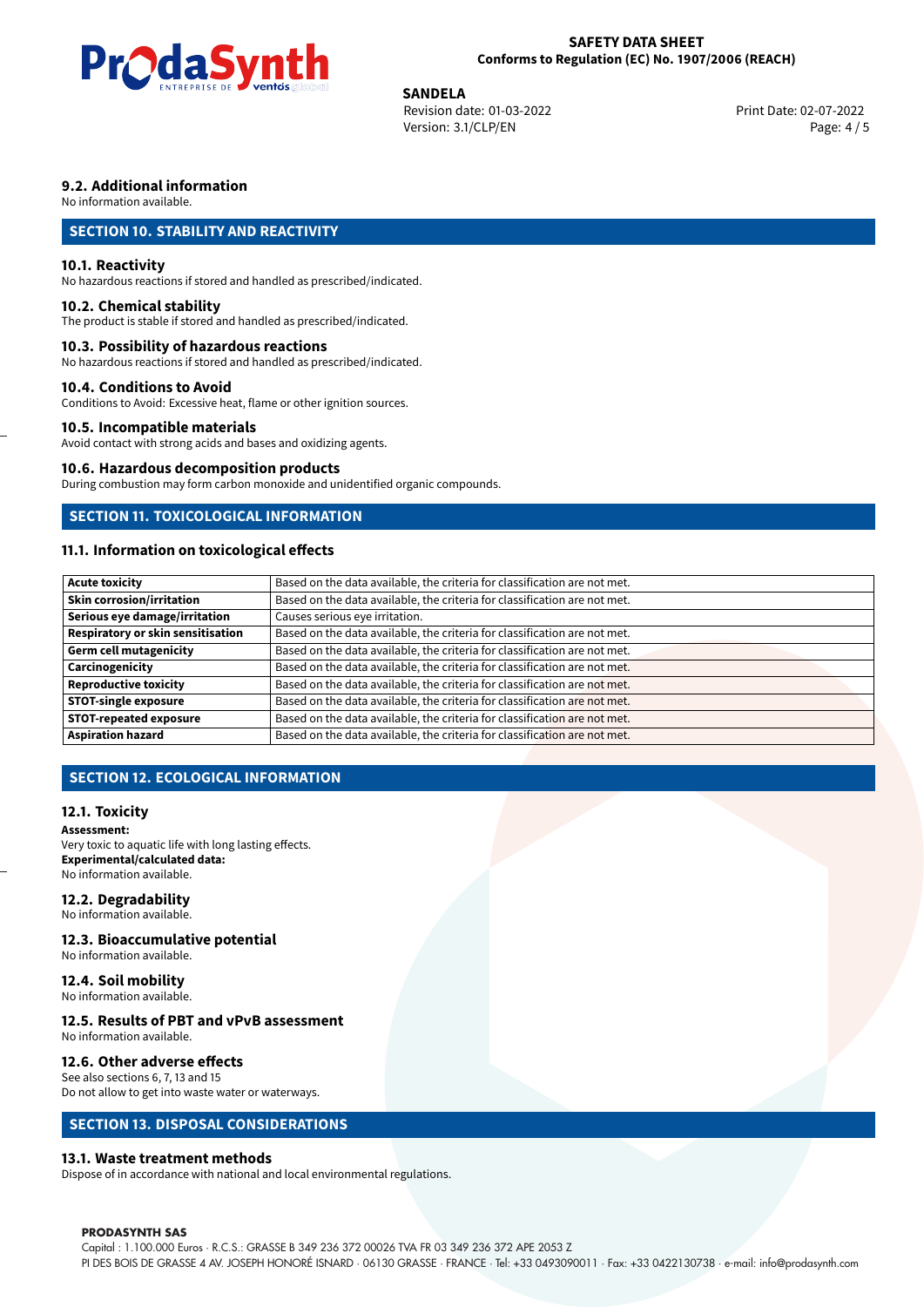### 9.2. Additional information

No information available.

## SECTION 10. STABILITY AND REACTIVITY

### 10.1. Reactivity

No hazardous reactions if stored and handled as prescribed/indicated.

### 10.2. Chemical stability

The product is stable if stored and handled as prescribed/indicated.

### 10.3. Possibility of hazardous reactions

No hazardous reactions if stored and handled as prescribed/indicated.

### 10.4. Conditions to Avoid

Conditions to Avoid: Excessive heat, flame or other ignition sources.

### 10.5. Incompatible materials

Avoid contact with strong acids and bases and oxidizing agents.

### 10.6. Hazardous decomposition products

During combustion may form carbon monoxide and unidentified organic compounds.

## SECTION 11. TOXICOLOGICAL INFORMATION

### 11.1. Information on toxicological effects

| | |
|---|---|
| **Acute toxicity** | Based on the data available, the criteria for classification are not met. |
| **Skin corrosion/irritation** | Based on the data available, the criteria for classification are not met. |
| **Serious eye damage/irritation** | Causes serious eye irritation. |
| **Respiratory or skin sensitisation** | Based on the data available, the criteria for classification are not met. |
| **Germ cell mutagenicity** | Based on the data available, the criteria for classification are not met. |
| **Carcinogenicity** | Based on the data available, the criteria for classification are not met. |
| **Reproductive toxicity** | Based on the data available, the criteria for classification are not met. |
| **STOT-single exposure** | Based on the data available, the criteria for classification are not met. |
| **STOT-repeated exposure** | Based on the data available, the criteria for classification are not met. |
| **Aspiration hazard** | Based on the data available, the criteria for classification are not met. |

## SECTION 12. ECOLOGICAL INFORMATION

### 12.1. Toxicity

**Assessment:**

Very toxic to aquatic life with long lasting effects.

**Experimental/calculated data:**

No information available.

### 12.2. Degradability

No information available.

### 12.3. Bioaccumulative potential

No information available.

### 12.4. Soil mobility

No information available.

### 12.5. Results of PBT and vPvB assessment

No information available.

### 12.6. Other adverse effects

See also sections 6, 7, 13 and 15

Do not allow to get into waste water or waterways.

## SECTION 13. DISPOSAL CONSIDERATIONS

### 13.1. Waste treatment methods

Dispose of in accordance with national and local environmental regulations.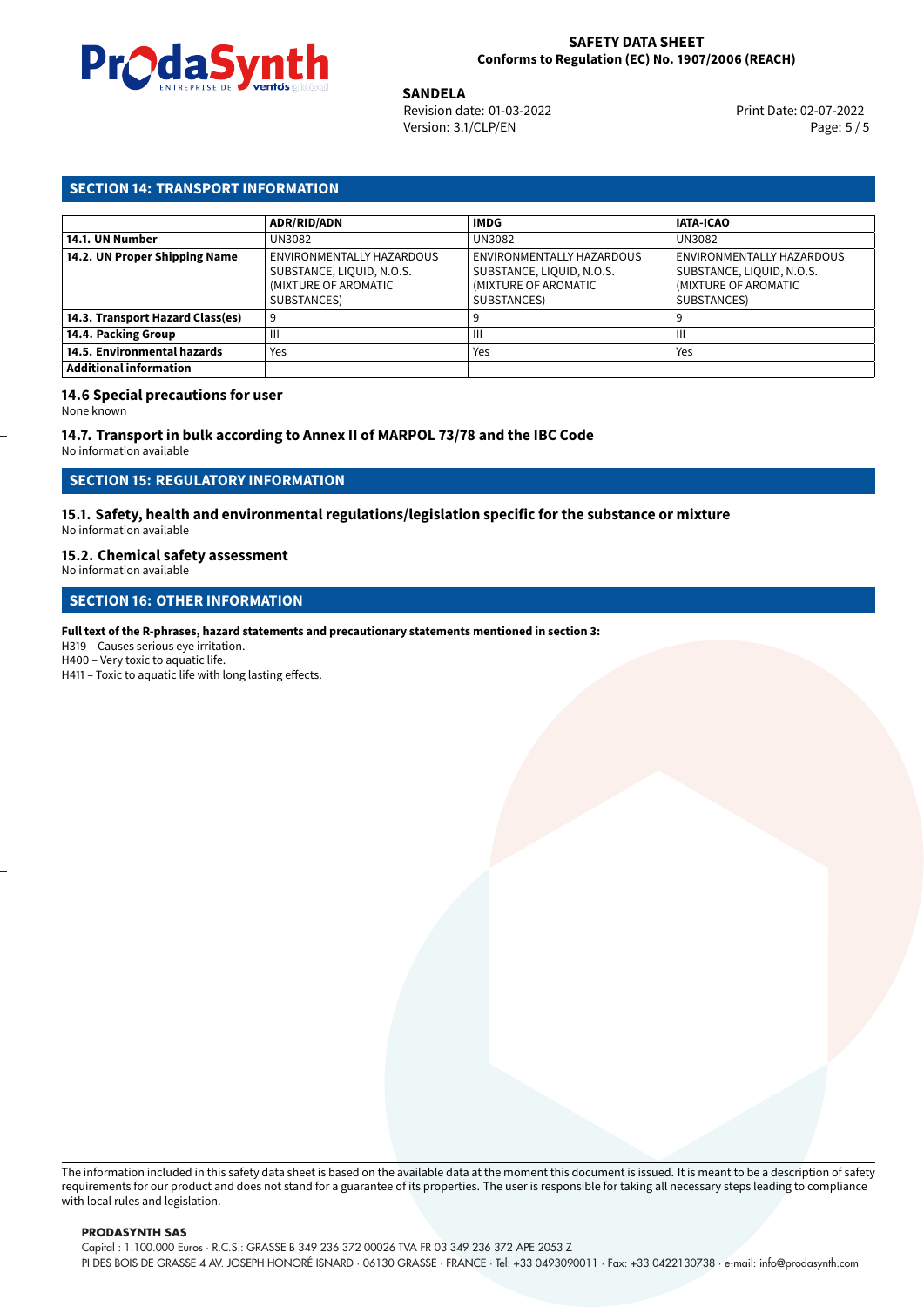## SECTION 14: TRANSPORT INFORMATION

| | ADR/RID/ADN | IMDG | IATA-ICAO |
|---|---|---|---|
| **14.1. UN Number** | UN3082 | UN3082 | UN3082 |
| **14.2. UN Proper Shipping Name** | ENVIRONMENTALLY HAZARDOUS SUBSTANCE, LIQUID, N.O.S. (MIXTURE OF AROMATIC SUBSTANCES) | ENVIRONMENTALLY HAZARDOUS SUBSTANCE, LIQUID, N.O.S. (MIXTURE OF AROMATIC SUBSTANCES) | ENVIRONMENTALLY HAZARDOUS SUBSTANCE, LIQUID, N.O.S. (MIXTURE OF AROMATIC SUBSTANCES) |
| **14.3. Transport Hazard Class(es)** | 9 | 9 | 9 |
| **14.4. Packing Group** | III | III | III |
| **14.5. Environmental hazards** | Yes | Yes | Yes |
| **Additional information** | | | |

### 14.6 Special precautions for user

None known

### 14.7. Transport in bulk according to Annex II of MARPOL 73/78 and the IBC Code

No information available

## SECTION 15: REGULATORY INFORMATION

### 15.1. Safety, health and environmental regulations/legislation specific for the substance or mixture

No information available

### 15.2. Chemical safety assessment

No information available

## SECTION 16: OTHER INFORMATION

**Full text of the R-phrases, hazard statements and precautionary statements mentioned in section 3:**

H319 – Causes serious eye irritation.
H400 – Very toxic to aquatic life.
H411 – Toxic to aquatic life with long lasting effects.

The information included in this safety data sheet is based on the available data at the moment this document is issued. It is meant to be a description of safety requirements for our product and does not stand for a guarantee of its properties. The user is responsible for taking all necessary steps leading to compliance with local rules and legislation.